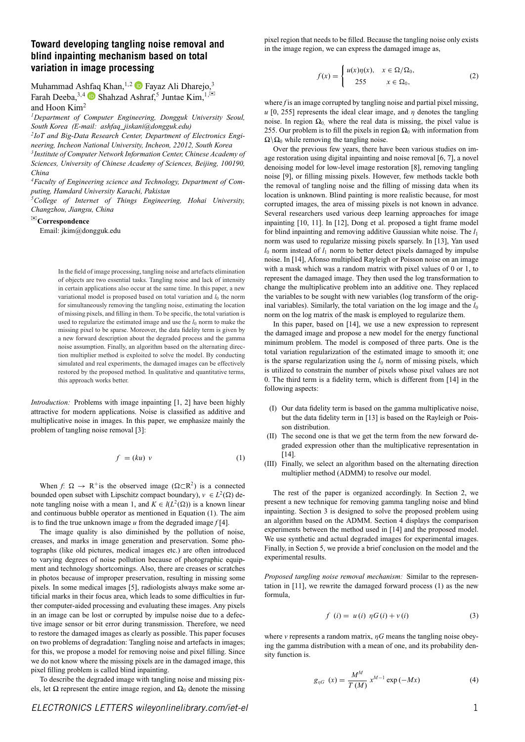# Toward developing tangling noise removal and blind inpainting mechanism based on total variation in image processing

Muhammad Ashfaq Khan,[1,2] Fayaz Ali Dharejo,[3] Farah Deeba,[3,4] Shahzad Ashraf,[5] Juntae Kim,[1,✉] and Hoon Kim[2]

[1]Department of Computer Engineering, Dongguk University Seoul, South Korea (E-mail: ashfaq_jiskani@dongguk.edu)

[2]IoT and Big-Data Research Center, Department of Electronics Engineering, Incheon National University, Incheon, 22012, South Korea

[3]Institute of Computer Network Information Center, Chinese Academy of Sciences, University of Chinese Academy of Sciences, Beijing, 100190, China

[4]Faculty of Engineering science and Technology, Department of Computing, Hamdard University Karachi, Pakistan

[5]College of Internet of Things Engineering, Hohai University, Changzhou, Jiangsu, China

✉**Correspondence**

Email: jkim@dongguk.edu

In the field of image processing, tangling noise and artefacts elimination of objects are two essential tasks. Tangling noise and lack of intensity in certain applications also occur at the same time. In this paper, a new variational model is proposed based on total variation and $l_0$ the norm for simultaneously removing the tangling noise, estimating the location of missing pixels, and filling in them. To be specific, the total variation is used to regularize the estimated image and use the $l_0$ norm to make the missing pixel to be sparse. Moreover, the data fidelity term is given by a new forward description about the degraded process and the gamma noise assumption. Finally, an algorithm based on the alternating direction multiplier method is exploited to solve the model. By conducting simulated and real experiments, the damaged images can be effectively restored by the proposed method. In qualitative and quantitative terms, this approach works better.

*Introduction:* Problems with image inpainting [1, 2] have been highly attractive for modern applications. Noise is classified as additive and multiplicative noise in images. In this paper, we emphasize mainly the problem of tangling noise removal [3]:

$$f = (ku)\ v \tag{1}$$

When $f: \Omega \to \mathrm{R}^{+}$ is the observed image ($\Omega \subset \mathrm{R}^2$) is a connected bounded open subset with Lipschitz compact boundary), $v \in L^2(\Omega)$ denote tangling noise with a mean 1, and $K \in l(L^2(\Omega))$ is a known linear and continuous bubble operator as mentioned in Equation (1). The aim is to find the true unknown image $u$ from the degraded image $f$ [4].

The image quality is also diminished by the pollution of noise, creases, and marks in image generation and preservation. Some photographs (like old pictures, medical images etc.) are often introduced to varying degrees of noise pollution because of photographic equipment and technology shortcomings. Also, there are creases or scratches in photos because of improper preservation, resulting in missing some pixels. In some medical images [5], radiologists always make some artificial marks in their focus area, which leads to some difficulties in further computer-aided processing and evaluating these images. Any pixels in an image can be lost or corrupted by impulse noise due to a defective image sensor or bit error during transmission. Therefore, we need to restore the damaged images as clearly as possible. This paper focuses on two problems of degradation: Tangling noise and artefacts in images; for this, we propose a model for removing noise and pixel filling. Since we do not know where the missing pixels are in the damaged image, this pixel filling problem is called blind inpainting.

To describe the degraded image with tangling noise and missing pixels, let $\Omega$ represent the entire image region, and $\Omega_0$ denote the missing pixel region that needs to be filled. Because the tangling noise only exists in the image region, we can express the damaged image as,

$$f(x) = \begin{cases} u(x)\eta(x), & x \in \Omega/\Omega_0, \\ 255 & x \in \Omega_0, \end{cases} \tag{2}$$

where $f$ is an image corrupted by tangling noise and partial pixel missing, $u$ [0, 255] represents the ideal clear image, and $\eta$ denotes the tangling noise. In region $\Omega_0$, where the real data is missing, the pixel value is 255. Our problem is to fill the pixels in region $\Omega_0$ with information from $\Omega \backslash \Omega_0$ while removing the tangling noise.

Over the previous few years, there have been various studies on image restoration using digital inpainting and noise removal [6, 7], a novel denoising model for low-level image restoration [8], removing tangling noise [9], or filling missing pixels. However, few methods tackle both the removal of tangling noise and the filling of missing data when its location is unknown. Blind painting is more realistic because, for most corrupted images, the area of missing pixels is not known in advance. Several researchers used various deep learning approaches for image inpainting [10, 11]. In [12], Dong et al. proposed a tight frame model for blind inpainting and removing additive Gaussian white noise. The $l_1$ norm was used to regularize missing pixels sparsely. In [13], Yan used $l_0$ norm instead of $l_1$ norm to better detect pixels damaged by impulse noise. In [14], Afonso multiplied Rayleigh or Poisson noise on an image with a mask which was a random matrix with pixel values of 0 or 1, to represent the damaged image. They then used the log transformation to change the multiplicative problem into an additive one. They replaced the variables to be sought with new variables (log transform of the original variables). Similarly, the total variation on the log image and the $l_0$ norm on the log matrix of the mask is employed to regularize them.

In this paper, based on [14], we use a new expression to represent the damaged image and propose a new model for the energy functional minimum problem. The model is composed of three parts. One is the total variation regularization of the estimated image to smooth it; one is the sparse regularization using the $l_0$ norm of missing pixels, which is utilized to constrain the number of pixels whose pixel values are not 0. The third term is a fidelity term, which is different from [14] in the following aspects:

- (I) Our data fidelity term is based on the gamma multiplicative noise, but the data fidelity term in [13] is based on the Rayleigh or Poisson distribution.
- (II) The second one is that we get the term from the new forward degraded expression other than the multiplicative representation in [14].
- (III) Finally, we select an algorithm based on the alternating direction multiplier method (ADMM) to resolve our model.

The rest of the paper is organized accordingly. In Section 2, we present a new technique for removing gamma tangling noise and blind inpainting. Section 3 is designed to solve the proposed problem using an algorithm based on the ADMM. Section 4 displays the comparison experiments between the method used in [14] and the proposed model. We use synthetic and actual degraded images for experimental images. Finally, in Section 5, we provide a brief conclusion on the model and the experimental results.

*Proposed tangling noise removal mechanism:* Similar to the representation in [11], we rewrite the damaged forward process (1) as the new formula,

$$f\ (i) = u\,(i)\ \eta G\,(i) + v\,(i) \tag{3}$$

where $v$ represents a random matrix, $\eta G$ means the tangling noise obeying the gamma distribution with a mean of one, and its probability density function is.

$$g_{\eta G}\ (x) = \frac{M^M}{T\,(M)}\ x^{M-1} \exp\left(-Mx\right) \tag{4}$$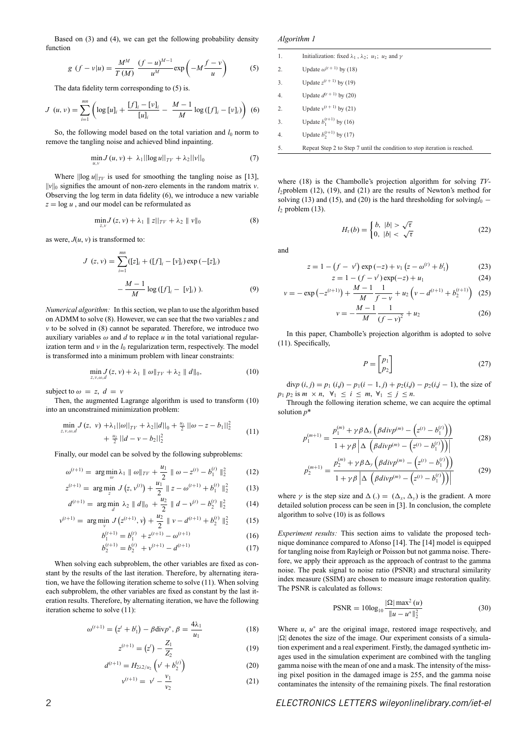Based on (3) and (4), we can get the following probability density function

$$g\ (f-v|u)=\frac{M^M}{T\,(M)}\ \frac{(f-u)^{M-1}}{u^M}\exp\left(-M\frac{f-v}{u}\right) \tag{5}$$

The data fidelity term corresponding to (5) is.

$$J\ (u,v)=\sum_{i=1}^{mn}\left(\log\,[u]_i+\frac{[f]_i-[v]_i}{[u]_i}-\ \frac{M-1}{M}\log\left([f]_i-[v]_i\right)\right) \tag{6}$$

So, the following model based on the total variation and $l_0$ norm to remove the tangling noise and achieved blind inpainting.

$$\min_{u,v} J\,(u,v)+\ \lambda_1||\log u||_{TV}+\lambda_2||v||_0 \tag{7}$$

Where $||\log u||_{TV}$ is used for smoothing the tangling noise as [13], $||v||_0$ signifies the amount of non-zero elements in the random matrix $v$. Observing the log term in data fidelity (6), we introduce a new variable $z=\log u$ , and our model can be reformulated as

$$\min_{z,v} J\,(z,v)+\lambda_1\parallel z||_{TV}+\lambda_2\parallel v\|_0 \tag{8}$$

as were, $J(u, v)$ is transformed to:

$$J\ (z,v)=\sum_{i=1}^{mn}([z]_i+([f]_i-[v]_i)\exp\left(-[z]_i\right) - \frac{M-1}{M}\log\left([f]_i-\ [v]_i\right)\ ). \tag{9}$$

*Numerical algorithm:* In this section, we plan to use the algorithm based on ADMM to solve (8). However, we can see that the two variables $z$ and $v$ to be solved in (8) cannot be separated. Therefore, we introduce two auxiliary variables $\omega$ and $d$ to replace $u$ in the total variational regularization term and $v$ in the $l_0$ regularization term, respectively. The model is transformed into a minimum problem with linear constraints:

$$\min_{z,v,\omega,d} J\,(z,v)+\lambda_1\parallel\omega\|_{TV}+\lambda_2\parallel d\|_0, \tag{10}$$

subject to $\omega=z,\ d=v$

Then, the augmented Lagrange algorithm is used to transform (10) into an unconstrained minimization problem:

$$\min_{z,v,\omega,d} J\,(z,\ v)+\lambda_1||\omega||_{TV}+\lambda_2||d||_0+\tfrac{u_1}{2}\,||\omega-z-b_1||_2^2 + \tfrac{u_2}{2}\,||d-v-b_2||_2^2 \tag{11}$$

Finally, our model can be solved by the following subproblems:

$$\omega^{(t+1)}=\ \arg\min_{\omega}\lambda_1\parallel\omega\|_{TV}+\frac{u_1}{2}\parallel\omega-z^{(t)}-b_1^{(t)}\|_2^2 \tag{12}$$

$$z^{(t+1)}=\ \arg\min_{z}\ J\left(z,v^{(t)}\right)+\frac{u_1}{2}\parallel z-\omega^{(t+1)}+b_1^{(t)}\parallel_2^2 \tag{13}$$

$$d^{(t+1)}=\ \arg\min_{d}\ \lambda_2\parallel d\|_0\ +\frac{u_2}{2}\parallel d-v^{(t)}-b_2^{(t)}\parallel_2^2 \tag{14}$$

$$v^{(t+1)}=\ \arg\min_{v}\ J\left(z^{(t+1)},v\right)+\frac{u_2}{2}\parallel v-d^{(t+1)}+b_2^{(t)}\parallel_2^2 \tag{15}$$

$$b_1^{(t+1)}=b_1^{(t)}\ +z^{(t+1)}-\omega^{(t+1)} \tag{16}$$

$$b_2^{(t+1)}=b_2^{(t)}\ +v^{(t+1)}-d^{(t+1)} \tag{17}$$

When solving each subproblem, the other variables are fixed as constant by the results of the last iteration. Therefore, by alternating iteration, we have the following iteration scheme to solve (11). When solving each subproblem, the other variables are fixed as constant by the last iteration results. Therefore, by alternating iteration, we have the following iteration scheme to solve (11):

$$\omega^{(t+1)}=\left(z^t+b_1^t\right)-\beta\mathrm{div}p^*,\ \beta=\frac{4\lambda_1}{u_1} \tag{18}$$

$$z^{(t+1)}=\left(z^t\right)-\frac{Z_1}{Z_2} \tag{19}$$

$$d^{(t+1)}=H_{2\lambda2/u_2}\left(v^t+b_2^{(t)}\right) \tag{20}$$

$$v^{(t+1)}=\ v^t-\frac{v_1}{v_2} \tag{21}$$

*Algorithm 1*

| | |
|---|---|
| 1. | Initialization: fixed $\lambda_1$ , $\lambda_2$; $u_1$; $u_2$ and $\gamma$ |
| 2. | Update $\omega^{(t+1)}$ by (18) |
| 3. | Update $z^{(t+1)}$ by (19) |
| 4. | Update $d^{(t+1)}$ by (20) |
| 2. | Update $v^{(t+1)}$ by (21) |
| 3. | Update $b_1^{(t+1)}$ by (16) |
| 4. | Update $b_2^{(t+1)}$ by (17) |
| 5. | Repeat Step 2 to Step 7 until the condition to stop iteration is reached. |

where (18) is the Chambolle's projection algorithm for solving $TV$-$l_2$problem (12), (19), and (21) are the results of Newton's method for solving (13) and (15), and (20) is the hard thresholding for solving$l_0-l_2$ problem (13).

$$H_\tau(b)=\begin{cases} b, & |b|>\sqrt{\tau}\\ 0, & |b|<\sqrt{\tau}\end{cases} \tag{22}$$

and

$$z=1-\left(f-\ v^t\right)\exp\left(-z\right)+v_1\left(z-\omega^{(t)}+b_1^t\right) \tag{23}$$

$$z=1-(f-v^t)\exp(-z)+u_1 \tag{24}$$

$$v=-\exp\left(-z^{(t+1)}\right)+\frac{M-1}{M}\frac{1}{f-v}+u_2\left(v-d^{(t+1)}+b_2^{(t+1)}\right) \tag{25}$$

$$v=-\frac{M-1}{M}\frac{1}{(f-v)^2}+u_2 \tag{26}$$

In this paper, Chambolle's projection algorithm is adopted to solve (11). Specifically,

$$P=\begin{bmatrix}p_1\\p_2\end{bmatrix} \tag{27}$$

$\mathrm{div}p\,(i,j)=p_1\,(i,j)-p_1(i-1,j)+p_2(i,j)-p_2(i,j-1)$, the size of $p_1\ p_2$ is $m\times n$, $\forall_1\le i\le m$, $\forall_1\le j\le n$.

Through the following iteration scheme, we can acquire the optimal solution $p^*$

$$p_1^{(m+1)}=\frac{p_1^{(m)}+\gamma\beta\Delta_x\left(\beta divp^{(m)}-\left(z^{(t)}-b_1^{(t)}\right)\right)}{1+\gamma\beta\left|\Delta\ \left(\beta divp^{(m)}-\left(z^{(t)}-b_1^{(t)}\right)\right)\right|} \tag{28}$$

$$p_2^{(m+1)}=\frac{p_2^{(m)}+\gamma\beta\Delta_y\left(\beta divp^{(m)}-\left(z^{(t)}-b_1^{(t)}\right)\right)}{1+\gamma\beta\left|\Delta\ \left(\beta divp^{(m)}-\left(z^{(t)}-b_1^{(t)}\right)\right)\right|} \tag{29}$$

where $\gamma$ is the step size and $\Delta\,(.)=\ (\Delta_x,\Delta_y)$ is the gradient. A more detailed solution process can be seen in [3]. In conclusion, the complete algorithm to solve (10) is as follows

*Experiment results:* This section aims to validate the proposed technique dominance compared to Afonso [14]. The [14] model is equipped for tangling noise from Rayleigh or Poisson but not gamma noise. Therefore, we apply their approach as the approach of contrast to the gamma noise. The peak signal to noise ratio (PSNR) and structural similarity index measure (SSIM) are chosen to measure image restoration quality. The PSNR is calculated as follows:

$$\mathrm{PSNR}=10\log_{10}\frac{|\Omega|\max^2(u)}{\|u-u^*\|_2^2} \tag{30}$$

Where $u$, $u^*$ are the original image, restored image respectively, and $|\Omega|$ denotes the size of the image. Our experiment consists of a simulation experiment and a real experiment. Firstly, the damaged synthetic images used in the simulation experiment are combined with the tangling gamma noise with the mean of one and a mask. The intensity of the missing pixel position in the damaged image is 255, and the gamma noise contaminates the intensity of the remaining pixels. The final restoration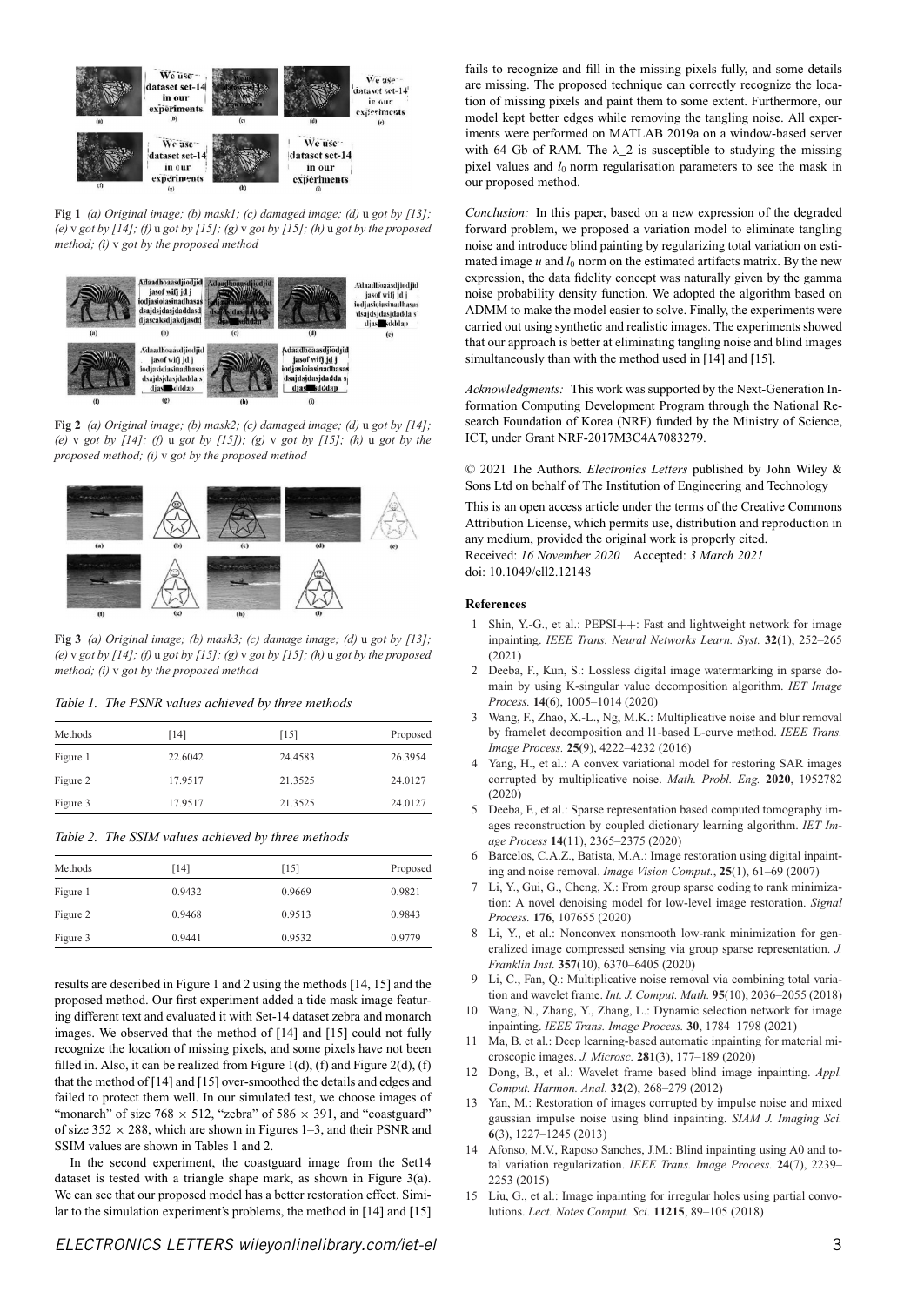Fig 1 *(a) Original image; (b) mask1; (c) damaged image; (d)* u *got by [13]; (e)* v *got by [14]; (f)* u *got by [15]; (g)* v *got by [15]; (h)* u *got by the proposed method; (i)* v *got by the proposed method*

Fig 2 *(a) Original image; (b) mask2; (c) damaged image; (d)* u *got by [14]; (e)* v *got by [14]; (f)* u *got by [15]); (g)* v *got by [15]; (h)* u *got by the proposed method; (i)* v *got by the proposed method*

Fig 3 *(a) Original image; (b) mask3; (c) damage image; (d)* u *got by [13]; (e)* v *got by [14]; (f)* u *got by [15]; (g)* v *got by [15]; (h)* u *got by the proposed method; (i)* v *got by the proposed method*

*Table 1. The PSNR values achieved by three methods*

| Methods | [14] | [15] | Proposed |
|---|---|---|---|
| Figure 1 | 22.6042 | 24.4583 | 26.3954 |
| Figure 2 | 17.9517 | 21.3525 | 24.0127 |
| Figure 3 | 17.9517 | 21.3525 | 24.0127 |

*Table 2. The SSIM values achieved by three methods*

| Methods | [14] | [15] | Proposed |
|---|---|---|---|
| Figure 1 | 0.9432 | 0.9669 | 0.9821 |
| Figure 2 | 0.9468 | 0.9513 | 0.9843 |
| Figure 3 | 0.9441 | 0.9532 | 0.9779 |

results are described in Figure 1 and 2 using the methods [14, 15] and the proposed method. Our first experiment added a tide mask image featuring different text and evaluated it with Set-14 dataset zebra and monarch images. We observed that the method of [14] and [15] could not fully recognize the location of missing pixels, and some pixels have not been filled in. Also, it can be realized from Figure 1(d), (f) and Figure 2(d), (f) that the method of [14] and [15] over-smoothed the details and edges and failed to protect them well. In our simulated test, we choose images of "monarch" of size $768 \times 512$, "zebra" of $586 \times 391$, and "coastguard" of size $352 \times 288$, which are shown in Figures 1–3, and their PSNR and SSIM values are shown in Tables 1 and 2.

In the second experiment, the coastguard image from the Set14 dataset is tested with a triangle shape mark, as shown in Figure 3(a). We can see that our proposed model has a better restoration effect. Similar to the simulation experiment's problems, the method in [14] and [15] fails to recognize and fill in the missing pixels fully, and some details are missing. The proposed technique can correctly recognize the location of missing pixels and paint them to some extent. Furthermore, our model kept better edges while removing the tangling noise. All experiments were performed on MATLAB 2019a on a window-based server with 64 Gb of RAM. The $\lambda\_2$ is susceptible to studying the missing pixel values and $l_0$ norm regularisation parameters to see the mask in our proposed method.

*Conclusion:* In this paper, based on a new expression of the degraded forward problem, we proposed a variation model to eliminate tangling noise and introduce blind painting by regularizing total variation on estimated image $u$ and $l_0$ norm on the estimated artifacts matrix. By the new expression, the data fidelity concept was naturally given by the gamma noise probability density function. We adopted the algorithm based on ADMM to make the model easier to solve. Finally, the experiments were carried out using synthetic and realistic images. The experiments showed that our approach is better at eliminating tangling noise and blind images simultaneously than with the method used in [14] and [15].

*Acknowledgments:* This work was supported by the Next-Generation Information Computing Development Program through the National Research Foundation of Korea (NRF) funded by the Ministry of Science, ICT, under Grant NRF-2017M3C4A7083279.

© 2021 The Authors. *Electronics Letters* published by John Wiley & Sons Ltd on behalf of The Institution of Engineering and Technology

This is an open access article under the terms of the Creative Commons Attribution License, which permits use, distribution and reproduction in any medium, provided the original work is properly cited.
Received: *16 November 2020* Accepted: *3 March 2021*
doi: 10.1049/ell2.12148

## References

1. Shin, Y.-G., et al.: PEPSI++: Fast and lightweight network for image inpainting. *IEEE Trans. Neural Networks Learn. Syst.* **32**(1), 252–265 (2021)
2. Deeba, F., Kun, S.: Lossless digital image watermarking in sparse domain by using K-singular value decomposition algorithm. *IET Image Process.* **14**(6), 1005–1014 (2020)
3. Wang, F., Zhao, X.-L., Ng, M.K.: Multiplicative noise and blur removal by framelet decomposition and l1-based L-curve method. *IEEE Trans. Image Process.* **25**(9), 4222–4232 (2016)
4. Yang, H., et al.: A convex variational model for restoring SAR images corrupted by multiplicative noise. *Math. Probl. Eng.* **2020**, 1952782 (2020)
5. Deeba, F., et al.: Sparse representation based computed tomography images reconstruction by coupled dictionary learning algorithm. *IET Image Process* **14**(11), 2365–2375 (2020)
6. Barcelos, C.A.Z., Batista, M.A.: Image restoration using digital inpainting and noise removal. *Image Vision Comput.*, **25**(1), 61–69 (2007)
7. Li, Y., Gui, G., Cheng, X.: From group sparse coding to rank minimization: A novel denoising model for low-level image restoration. *Signal Process.* **176**, 107655 (2020)
8. Li, Y., et al.: Nonconvex nonsmooth low-rank minimization for generalized image compressed sensing via group sparse representation. *J. Franklin Inst.* **357**(10), 6370–6405 (2020)
9. Li, C., Fan, Q.: Multiplicative noise removal via combining total variation and wavelet frame. *Int. J. Comput. Math.* **95**(10), 2036–2055 (2018)
10. Wang, N., Zhang, Y., Zhang, L.: Dynamic selection network for image inpainting. *IEEE Trans. Image Process.* **30**, 1784–1798 (2021)
11. Ma, B. et al.: Deep learning-based automatic inpainting for material microscopic images. *J. Microsc.* **281**(3), 177–189 (2020)
12. Dong, B., et al.: Wavelet frame based blind image inpainting. *Appl. Comput. Harmon. Anal.* **32**(2), 268–279 (2012)
13. Yan, M.: Restoration of images corrupted by impulse noise and mixed gaussian impulse noise using blind inpainting. *SIAM J. Imaging Sci.* **6**(3), 1227–1245 (2013)
14. Afonso, M.V., Raposo Sanches, J.M.: Blind inpainting using A0 and total variation regularization. *IEEE Trans. Image Process.* **24**(7), 2239–2253 (2015)
15. Liu, G., et al.: Image inpainting for irregular holes using partial convolutions. *Lect. Notes Comput. Sci.* **11215**, 89–105 (2018)